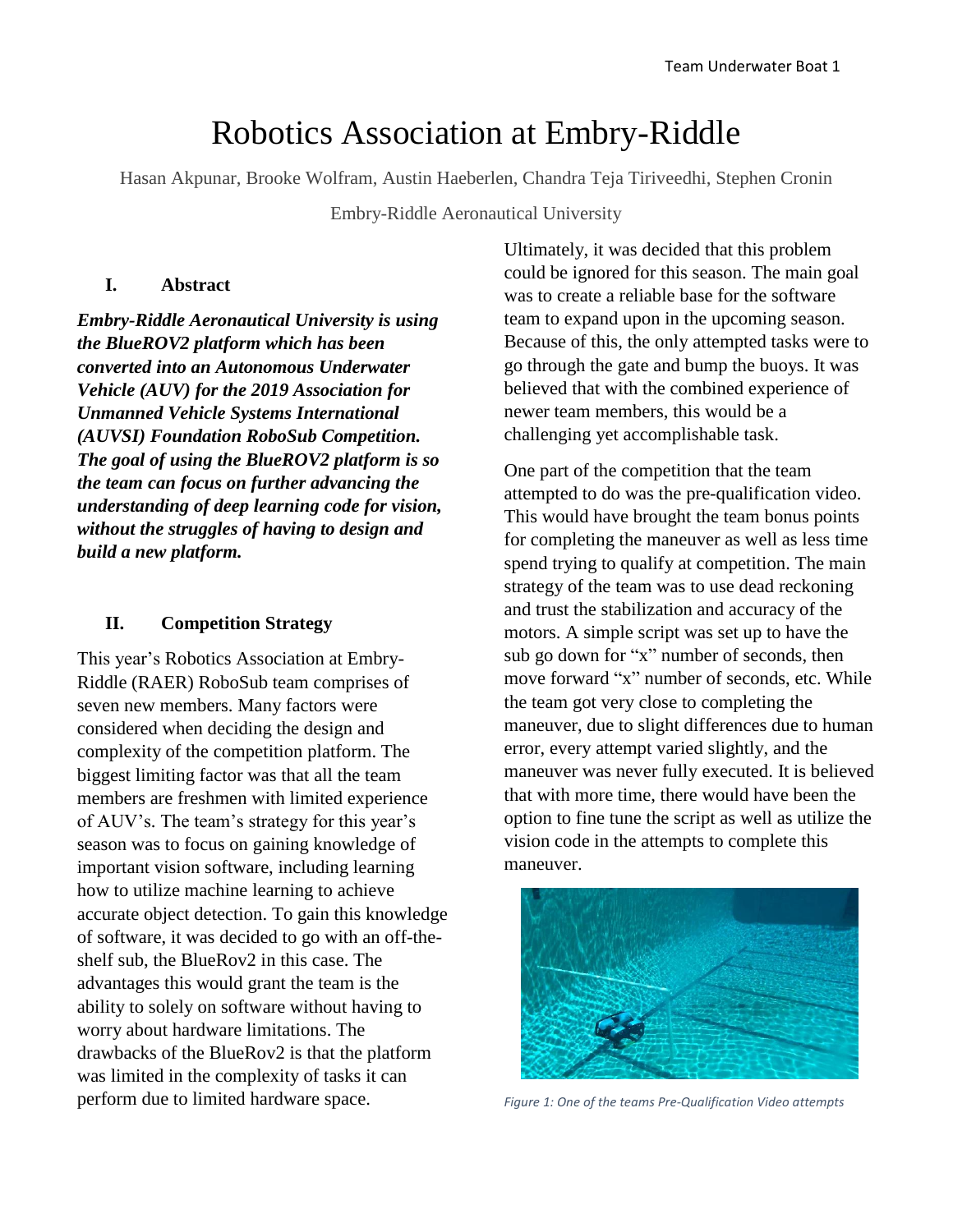# Robotics Association at Embry-Riddle

Hasan Akpunar, Brooke Wolfram, Austin Haeberlen, Chandra Teja Tiriveedhi, Stephen Cronin

Embry-Riddle Aeronautical University

## I. Abstract

***Embry-Riddle Aeronautical University is using the BlueROV2 platform which has been converted into an Autonomous Underwater Vehicle (AUV) for the 2019 Association for Unmanned Vehicle Systems International (AUVSI) Foundation RoboSub Competition. The goal of using the BlueROV2 platform is so the team can focus on further advancing the understanding of deep learning code for vision, without the struggles of having to design and build a new platform.***

## II. Competition Strategy

This year's Robotics Association at Embry-Riddle (RAER) RoboSub team comprises of seven new members. Many factors were considered when deciding the design and complexity of the competition platform. The biggest limiting factor was that all the team members are freshmen with limited experience of AUV's. The team's strategy for this year's season was to focus on gaining knowledge of important vision software, including learning how to utilize machine learning to achieve accurate object detection. To gain this knowledge of software, it was decided to go with an off-the-shelf sub, the BlueRov2 in this case. The advantages this would grant the team is the ability to solely on software without having to worry about hardware limitations. The drawbacks of the BlueRov2 is that the platform was limited in the complexity of tasks it can perform due to limited hardware space.

Ultimately, it was decided that this problem could be ignored for this season. The main goal was to create a reliable base for the software team to expand upon in the upcoming season. Because of this, the only attempted tasks were to go through the gate and bump the buoys. It was believed that with the combined experience of newer team members, this would be a challenging yet accomplishable task.

One part of the competition that the team attempted to do was the pre-qualification video. This would have brought the team bonus points for completing the maneuver as well as less time spend trying to qualify at competition. The main strategy of the team was to use dead reckoning and trust the stabilization and accuracy of the motors. A simple script was set up to have the sub go down for "x" number of seconds, then move forward "x" number of seconds, etc. While the team got very close to completing the maneuver, due to slight differences due to human error, every attempt varied slightly, and the maneuver was never fully executed. It is believed that with more time, there would have been the option to fine tune the script as well as utilize the vision code in the attempts to complete this maneuver.

*Figure 1: One of the teams Pre-Qualification Video attempts*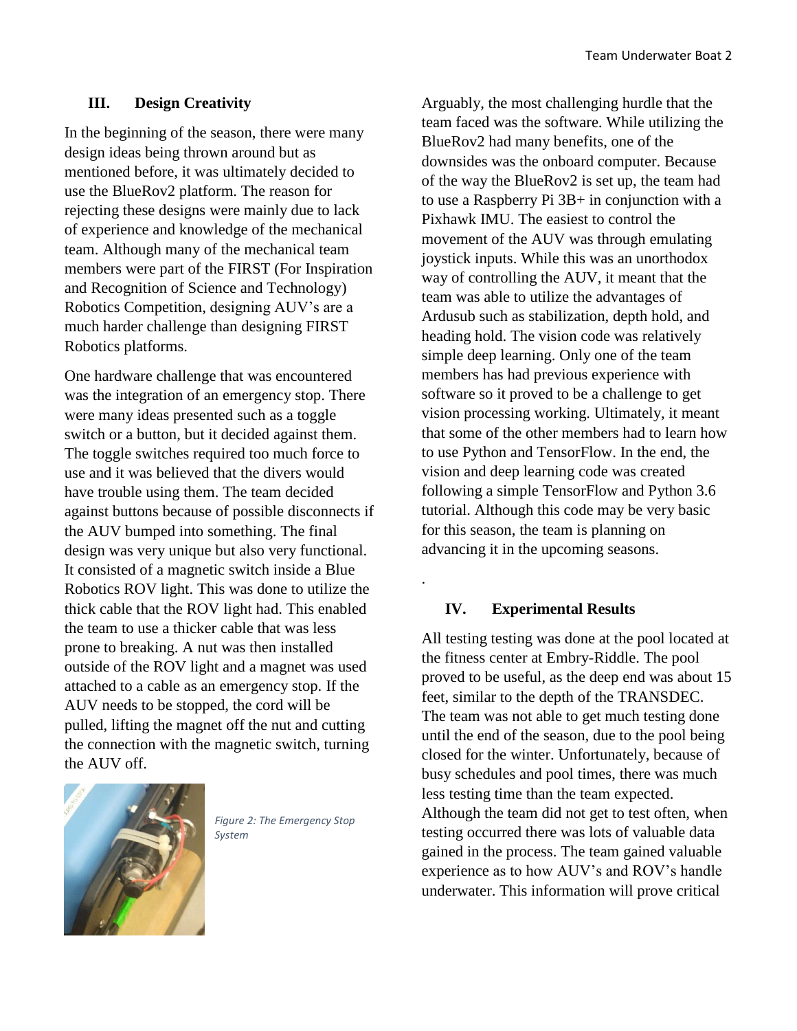## III. Design Creativity

In the beginning of the season, there were many design ideas being thrown around but as mentioned before, it was ultimately decided to use the BlueRov2 platform. The reason for rejecting these designs were mainly due to lack of experience and knowledge of the mechanical team. Although many of the mechanical team members were part of the FIRST (For Inspiration and Recognition of Science and Technology) Robotics Competition, designing AUV's are a much harder challenge than designing FIRST Robotics platforms.

One hardware challenge that was encountered was the integration of an emergency stop. There were many ideas presented such as a toggle switch or a button, but it decided against them. The toggle switches required too much force to use and it was believed that the divers would have trouble using them. The team decided against buttons because of possible disconnects if the AUV bumped into something. The final design was very unique but also very functional. It consisted of a magnetic switch inside a Blue Robotics ROV light. This was done to utilize the thick cable that the ROV light had. This enabled the team to use a thicker cable that was less prone to breaking. A nut was then installed outside of the ROV light and a magnet was used attached to a cable as an emergency stop. If the AUV needs to be stopped, the cord will be pulled, lifting the magnet off the nut and cutting the connection with the magnetic switch, turning the AUV off.

*Figure 2: The Emergency Stop System*

Arguably, the most challenging hurdle that the team faced was the software. While utilizing the BlueRov2 had many benefits, one of the downsides was the onboard computer. Because of the way the BlueRov2 is set up, the team had to use a Raspberry Pi 3B+ in conjunction with a Pixhawk IMU. The easiest to control the movement of the AUV was through emulating joystick inputs. While this was an unorthodox way of controlling the AUV, it meant that the team was able to utilize the advantages of Ardusub such as stabilization, depth hold, and heading hold. The vision code was relatively simple deep learning. Only one of the team members has had previous experience with software so it proved to be a challenge to get vision processing working. Ultimately, it meant that some of the other members had to learn how to use Python and TensorFlow. In the end, the vision and deep learning code was created following a simple TensorFlow and Python 3.6 tutorial. Although this code may be very basic for this season, the team is planning on advancing it in the upcoming seasons.

.

## IV. Experimental Results

All testing testing was done at the pool located at the fitness center at Embry-Riddle. The pool proved to be useful, as the deep end was about 15 feet, similar to the depth of the TRANSDEC. The team was not able to get much testing done until the end of the season, due to the pool being closed for the winter. Unfortunately, because of busy schedules and pool times, there was much less testing time than the team expected. Although the team did not get to test often, when testing occurred there was lots of valuable data gained in the process. The team gained valuable experience as to how AUV's and ROV's handle underwater. This information will prove critical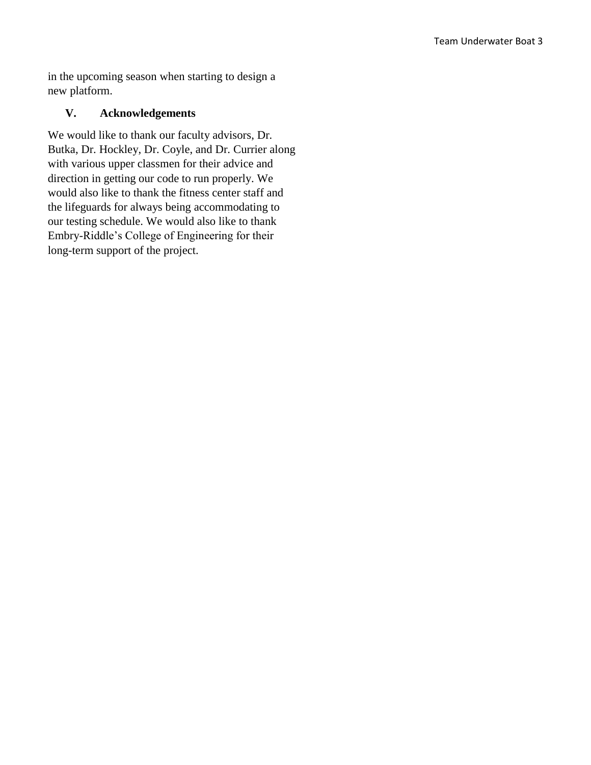in the upcoming season when starting to design a new platform.

## V. Acknowledgements

We would like to thank our faculty advisors, Dr. Butka, Dr. Hockley, Dr. Coyle, and Dr. Currier along with various upper classmen for their advice and direction in getting our code to run properly. We would also like to thank the fitness center staff and the lifeguards for always being accommodating to our testing schedule. We would also like to thank Embry-Riddle's College of Engineering for their long-term support of the project.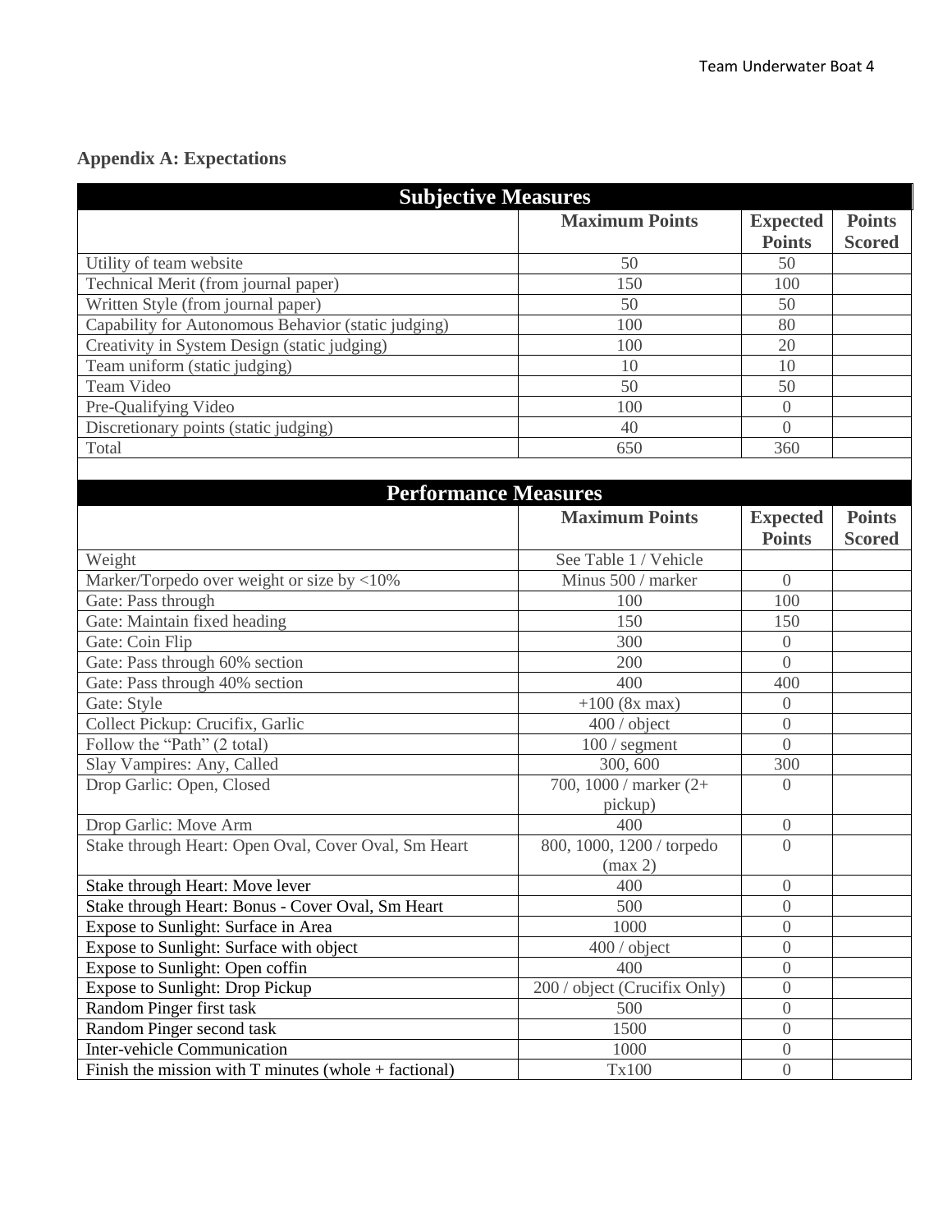## Appendix A: Expectations

| Subjective Measures | | | |
|---|---|---|---|
| | **Maximum Points** | **Expected Points** | **Points Scored** |
| Utility of team website | 50 | 50 | |
| Technical Merit (from journal paper) | 150 | 100 | |
| Written Style (from journal paper) | 50 | 50 | |
| Capability for Autonomous Behavior (static judging) | 100 | 80 | |
| Creativity in System Design (static judging) | 100 | 20 | |
| Team uniform (static judging) | 10 | 10 | |
| Team Video | 50 | 50 | |
| Pre-Qualifying Video | 100 | 0 | |
| Discretionary points (static judging) | 40 | 0 | |
| Total | 650 | 360 | |

| Performance Measures | | | |
|---|---|---|---|
| | **Maximum Points** | **Expected Points** | **Points Scored** |
| Weight | See Table 1 / Vehicle | | |
| Marker/Torpedo over weight or size by <10% | Minus 500 / marker | 0 | |
| Gate: Pass through | 100 | 100 | |
| Gate: Maintain fixed heading | 150 | 150 | |
| Gate: Coin Flip | 300 | 0 | |
| Gate: Pass through 60% section | 200 | 0 | |
| Gate: Pass through 40% section | 400 | 400 | |
| Gate: Style | +100 (8x max) | 0 | |
| Collect Pickup: Crucifix, Garlic | 400 / object | 0 | |
| Follow the "Path" (2 total) | 100 / segment | 0 | |
| Slay Vampires: Any, Called | 300, 600 | 300 | |
| Drop Garlic: Open, Closed | 700, 1000 / marker (2+ pickup) | 0 | |
| Drop Garlic: Move Arm | 400 | 0 | |
| Stake through Heart: Open Oval, Cover Oval, Sm Heart | 800, 1000, 1200 / torpedo (max 2) | 0 | |
| Stake through Heart: Move lever | 400 | 0 | |
| Stake through Heart: Bonus - Cover Oval, Sm Heart | 500 | 0 | |
| Expose to Sunlight: Surface in Area | 1000 | 0 | |
| Expose to Sunlight: Surface with object | 400 / object | 0 | |
| Expose to Sunlight: Open coffin | 400 | 0 | |
| Expose to Sunlight: Drop Pickup | 200 / object (Crucifix Only) | 0 | |
| Random Pinger first task | 500 | 0 | |
| Random Pinger second task | 1500 | 0 | |
| Inter-vehicle Communication | 1000 | 0 | |
| Finish the mission with T minutes (whole + factional) | Tx100 | 0 | |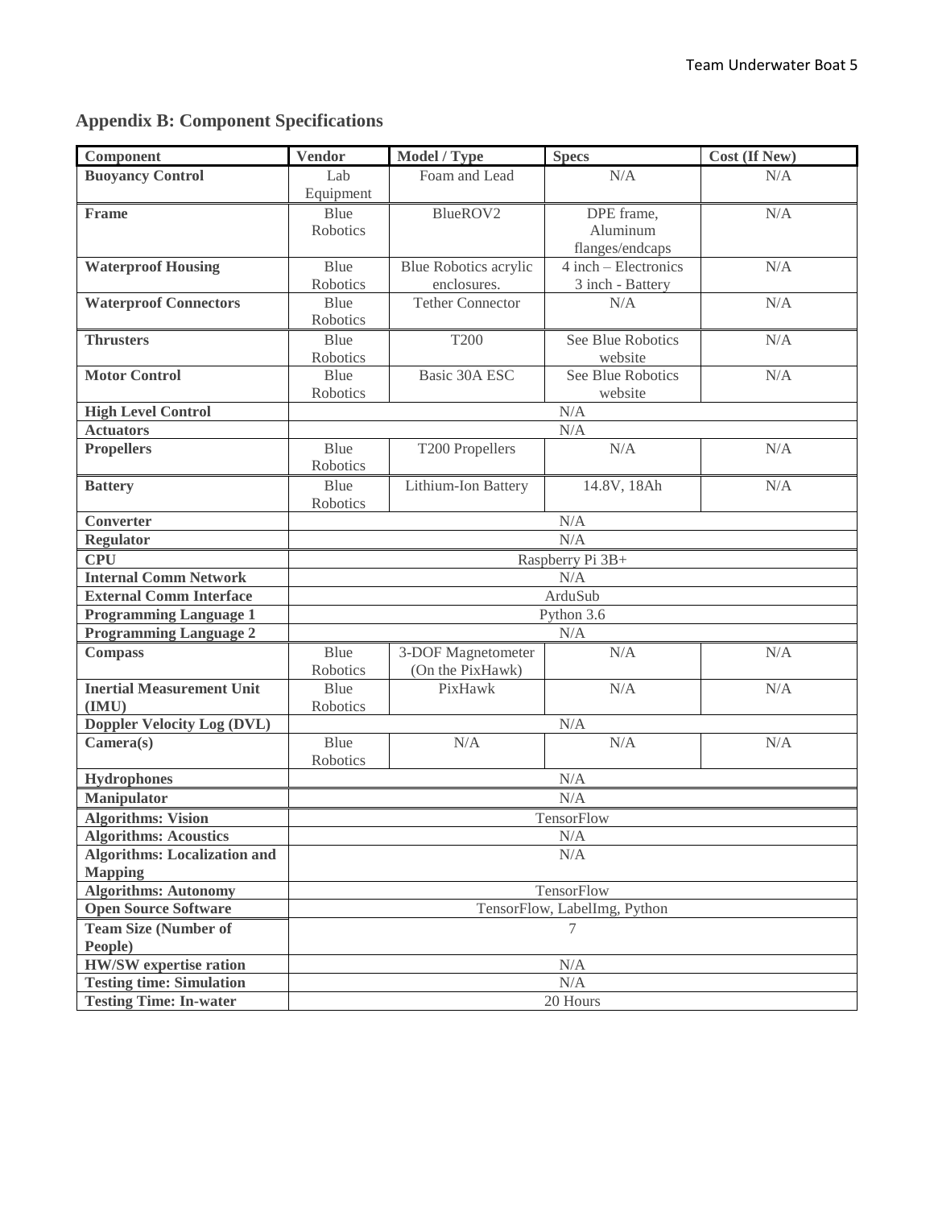## Appendix B: Component Specifications

| Component | Vendor | Model / Type | Specs | Cost (If New) |
|---|---|---|---|---|
| **Buoyancy Control** | Lab Equipment | Foam and Lead | N/A | N/A |
| **Frame** | Blue Robotics | BlueROV2 | DPE frame, Aluminum flanges/endcaps | N/A |
| **Waterproof Housing** | Blue Robotics | Blue Robotics acrylic enclosures. | 4 inch – Electronics 3 inch - Battery | N/A |
| **Waterproof Connectors** | Blue Robotics | Tether Connector | N/A | N/A |
| **Thrusters** | Blue Robotics | T200 | See Blue Robotics website | N/A |
| **Motor Control** | Blue Robotics | Basic 30A ESC | See Blue Robotics website | N/A |
| **High Level Control** | N/A | | | |
| **Actuators** | N/A | | | |
| **Propellers** | Blue Robotics | T200 Propellers | N/A | N/A |
| **Battery** | Blue Robotics | Lithium-Ion Battery | 14.8V, 18Ah | N/A |
| **Converter** | N/A | | | |
| **Regulator** | N/A | | | |
| **CPU** | Raspberry Pi 3B+ | | | |
| **Internal Comm Network** | N/A | | | |
| **External Comm Interface** | ArduSub | | | |
| **Programming Language 1** | Python 3.6 | | | |
| **Programming Language 2** | N/A | | | |
| **Compass** | Blue Robotics | 3-DOF Magnetometer (On the PixHawk) | N/A | N/A |
| **Inertial Measurement Unit (IMU)** | Blue Robotics | PixHawk | N/A | N/A |
| **Doppler Velocity Log (DVL)** | N/A | | | |
| **Camera(s)** | Blue Robotics | N/A | N/A | N/A |
| **Hydrophones** | N/A | | | |
| **Manipulator** | N/A | | | |
| **Algorithms: Vision** | TensorFlow | | | |
| **Algorithms: Acoustics** | N/A | | | |
| **Algorithms: Localization and Mapping** | N/A | | | |
| **Algorithms: Autonomy** | TensorFlow | | | |
| **Open Source Software** | TensorFlow, LabelImg, Python | | | |
| **Team Size (Number of People)** | 7 | | | |
| **HW/SW expertise ration** | N/A | | | |
| **Testing time: Simulation** | N/A | | | |
| **Testing Time: In-water** | 20 Hours | | | |